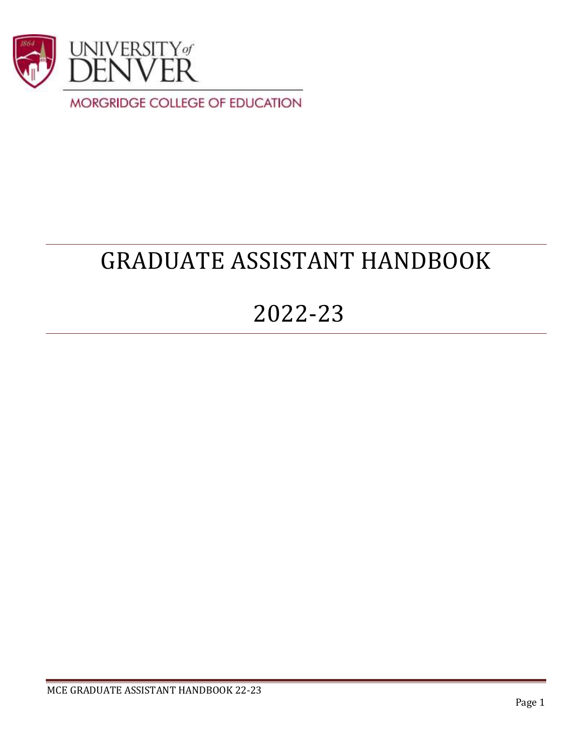UNIVERSITY of DENVER

MORGRIDGE COLLEGE OF EDUCATION

# GRADUATE ASSISTANT HANDBOOK

# 2022-23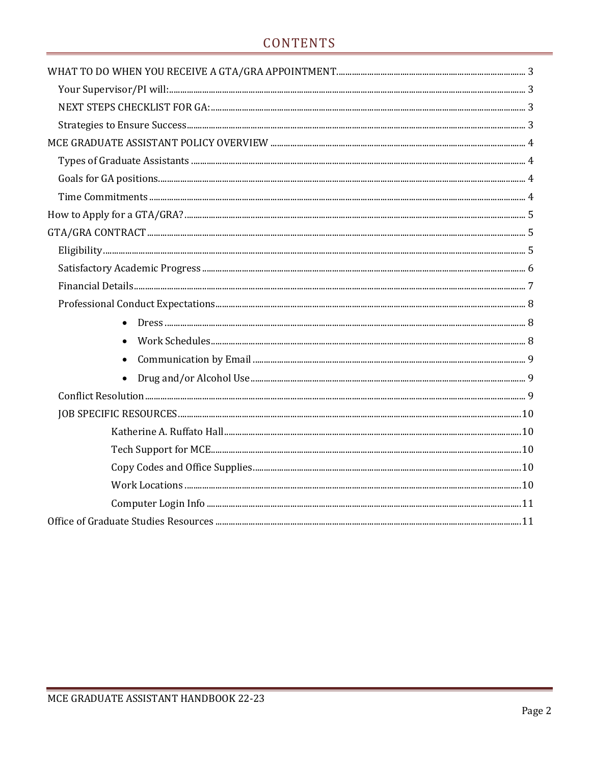# CONTENTS

WHAT TO DO WHEN YOU RECEIVE A GTA/GRA APPOINTMENT. 3

- Your Supervisor/PI will: 3
- NEXT STEPS CHECKLIST FOR GA: 3
- Strategies to Ensure Success 3

MCE GRADUATE ASSISTANT POLICY OVERVIEW 4

- Types of Graduate Assistants 4
- Goals for GA positions 4
- Time Commitments 4

How to Apply for a GTA/GRA? 5

GTA/GRA CONTRACT 5

- Eligibility 5
- Satisfactory Academic Progress 6
- Financial Details 7
- Professional Conduct Expectations 8
  - Dress 8
  - Work Schedules 8
  - Communication by Email 9
  - Drug and/or Alcohol Use 9
- Conflict Resolution 9
- JOB SPECIFIC RESOURCES 10
  - Katherine A. Ruffato Hall 10
  - Tech Support for MCE 10
  - Copy Codes and Office Supplies 10
  - Work Locations 10
  - Computer Login Info 11

Office of Graduate Studies Resources 11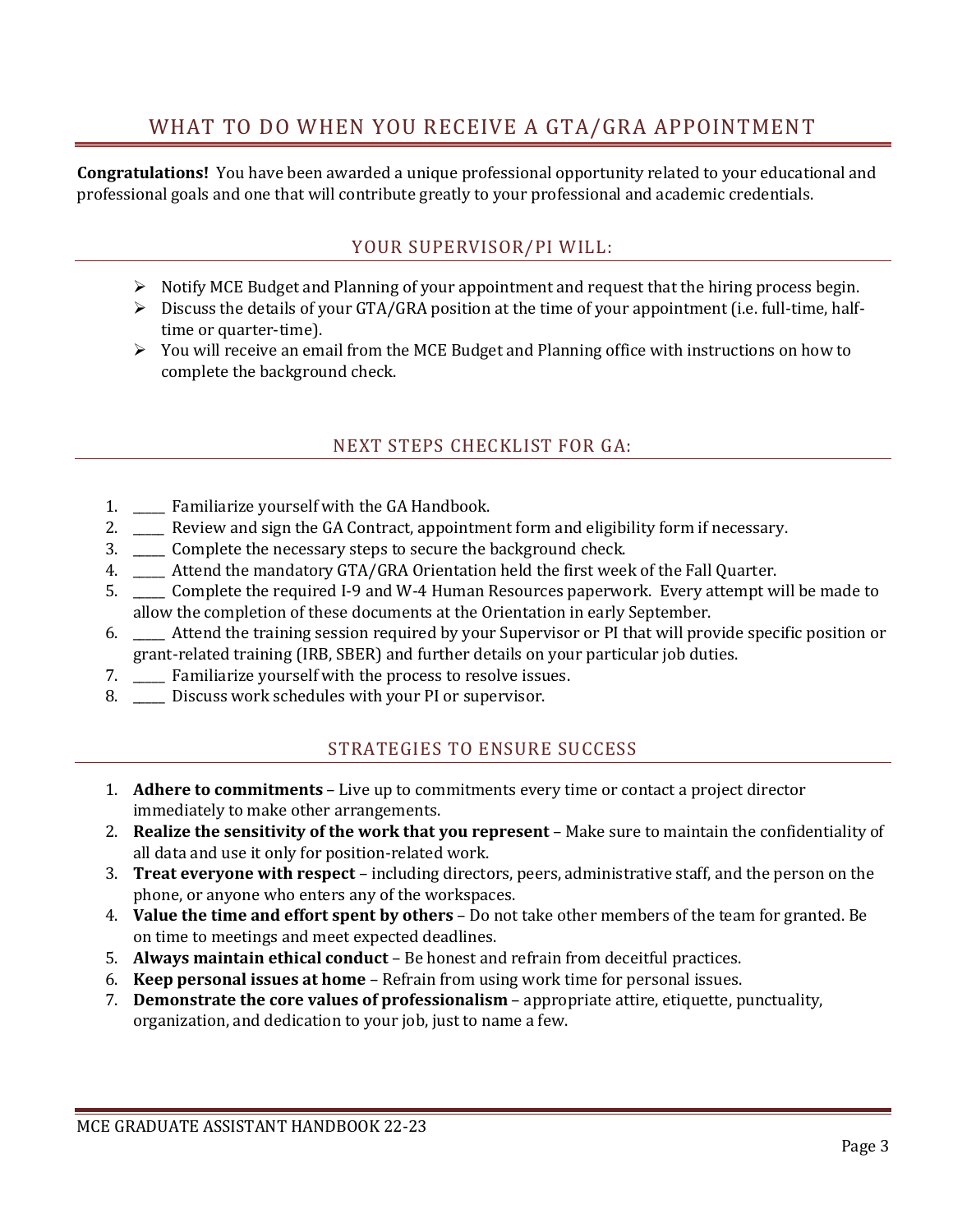# WHAT TO DO WHEN YOU RECEIVE A GTA/GRA APPOINTMENT

**Congratulations!** You have been awarded a unique professional opportunity related to your educational and professional goals and one that will contribute greatly to your professional and academic credentials.

## YOUR SUPERVISOR/PI WILL:

- Notify MCE Budget and Planning of your appointment and request that the hiring process begin.
- Discuss the details of your GTA/GRA position at the time of your appointment (i.e. full-time, half-time or quarter-time).
- You will receive an email from the MCE Budget and Planning office with instructions on how to complete the background check.

## NEXT STEPS CHECKLIST FOR GA:

1. _____ Familiarize yourself with the GA Handbook.
2. _____ Review and sign the GA Contract, appointment form and eligibility form if necessary.
3. _____ Complete the necessary steps to secure the background check.
4. _____ Attend the mandatory GTA/GRA Orientation held the first week of the Fall Quarter.
5. _____ Complete the required I-9 and W-4 Human Resources paperwork. Every attempt will be made to allow the completion of these documents at the Orientation in early September.
6. _____ Attend the training session required by your Supervisor or PI that will provide specific position or grant-related training (IRB, SBER) and further details on your particular job duties.
7. _____ Familiarize yourself with the process to resolve issues.
8. _____ Discuss work schedules with your PI or supervisor.

## STRATEGIES TO ENSURE SUCCESS

1. **Adhere to commitments** – Live up to commitments every time or contact a project director immediately to make other arrangements.
2. **Realize the sensitivity of the work that you represent** – Make sure to maintain the confidentiality of all data and use it only for position-related work.
3. **Treat everyone with respect** – including directors, peers, administrative staff, and the person on the phone, or anyone who enters any of the workspaces.
4. **Value the time and effort spent by others** – Do not take other members of the team for granted. Be on time to meetings and meet expected deadlines.
5. **Always maintain ethical conduct** – Be honest and refrain from deceitful practices.
6. **Keep personal issues at home** – Refrain from using work time for personal issues.
7. **Demonstrate the core values of professionalism** – appropriate attire, etiquette, punctuality, organization, and dedication to your job, just to name a few.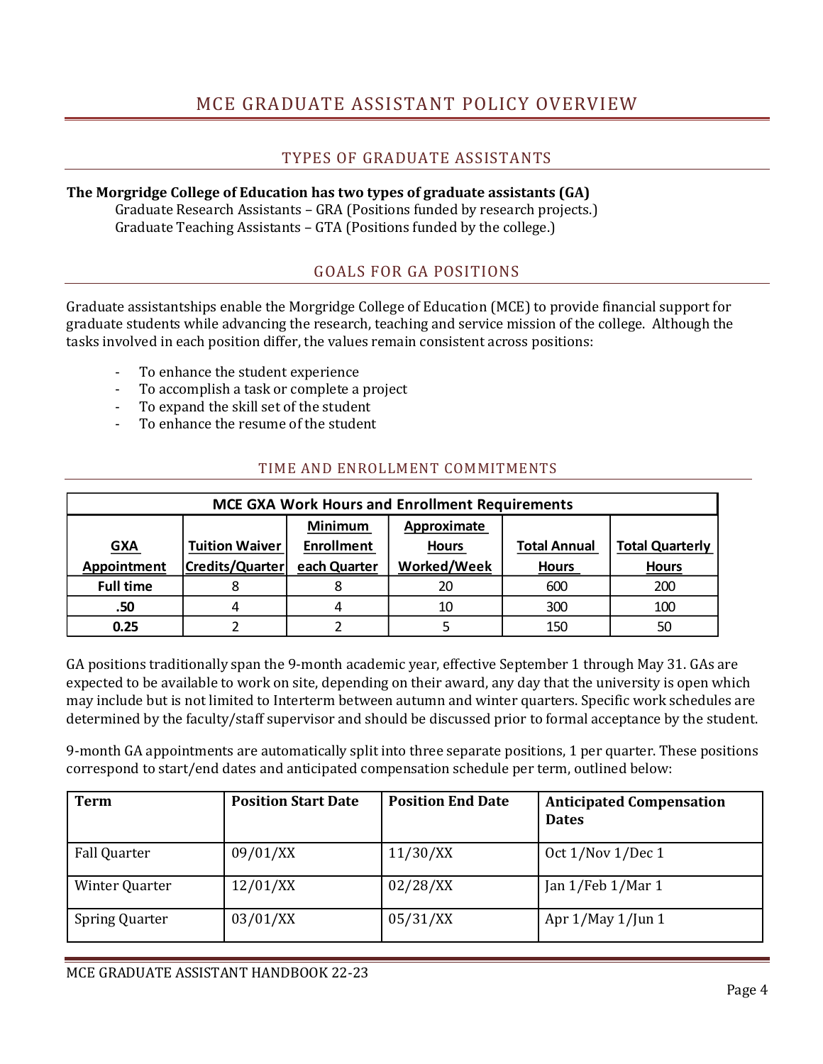# MCE GRADUATE ASSISTANT POLICY OVERVIEW

## TYPES OF GRADUATE ASSISTANTS

**The Morgridge College of Education has two types of graduate assistants (GA)**

Graduate Research Assistants – GRA (Positions funded by research projects.)
Graduate Teaching Assistants – GTA (Positions funded by the college.)

## GOALS FOR GA POSITIONS

Graduate assistantships enable the Morgridge College of Education (MCE) to provide financial support for graduate students while advancing the research, teaching and service mission of the college. Although the tasks involved in each position differ, the values remain consistent across positions:

- To enhance the student experience
- To accomplish a task or complete a project
- To expand the skill set of the student
- To enhance the resume of the student

## TIME AND ENROLLMENT COMMITMENTS

**MCE GXA Work Hours and Enrollment Requirements**

| GXA Appointment | Tuition Waiver Credits/Quarter | Minimum Enrollment each Quarter | Approximate Hours Worked/Week | Total Annual Hours | Total Quarterly Hours |
|---|---|---|---|---|---|
| **Full time** | 8 | 8 | 20 | 600 | 200 |
| **.50** | 4 | 4 | 10 | 300 | 100 |
| **0.25** | 2 | 2 | 5 | 150 | 50 |

GA positions traditionally span the 9-month academic year, effective September 1 through May 31. GAs are expected to be available to work on site, depending on their award, any day that the university is open which may include but is not limited to Interterm between autumn and winter quarters. Specific work schedules are determined by the faculty/staff supervisor and should be discussed prior to formal acceptance by the student.

9-month GA appointments are automatically split into three separate positions, 1 per quarter. These positions correspond to start/end dates and anticipated compensation schedule per term, outlined below:

| Term | Position Start Date | Position End Date | Anticipated Compensation Dates |
|---|---|---|---|
| Fall Quarter | 09/01/XX | 11/30/XX | Oct 1/Nov 1/Dec 1 |
| Winter Quarter | 12/01/XX | 02/28/XX | Jan 1/Feb 1/Mar 1 |
| Spring Quarter | 03/01/XX | 05/31/XX | Apr 1/May 1/Jun 1 |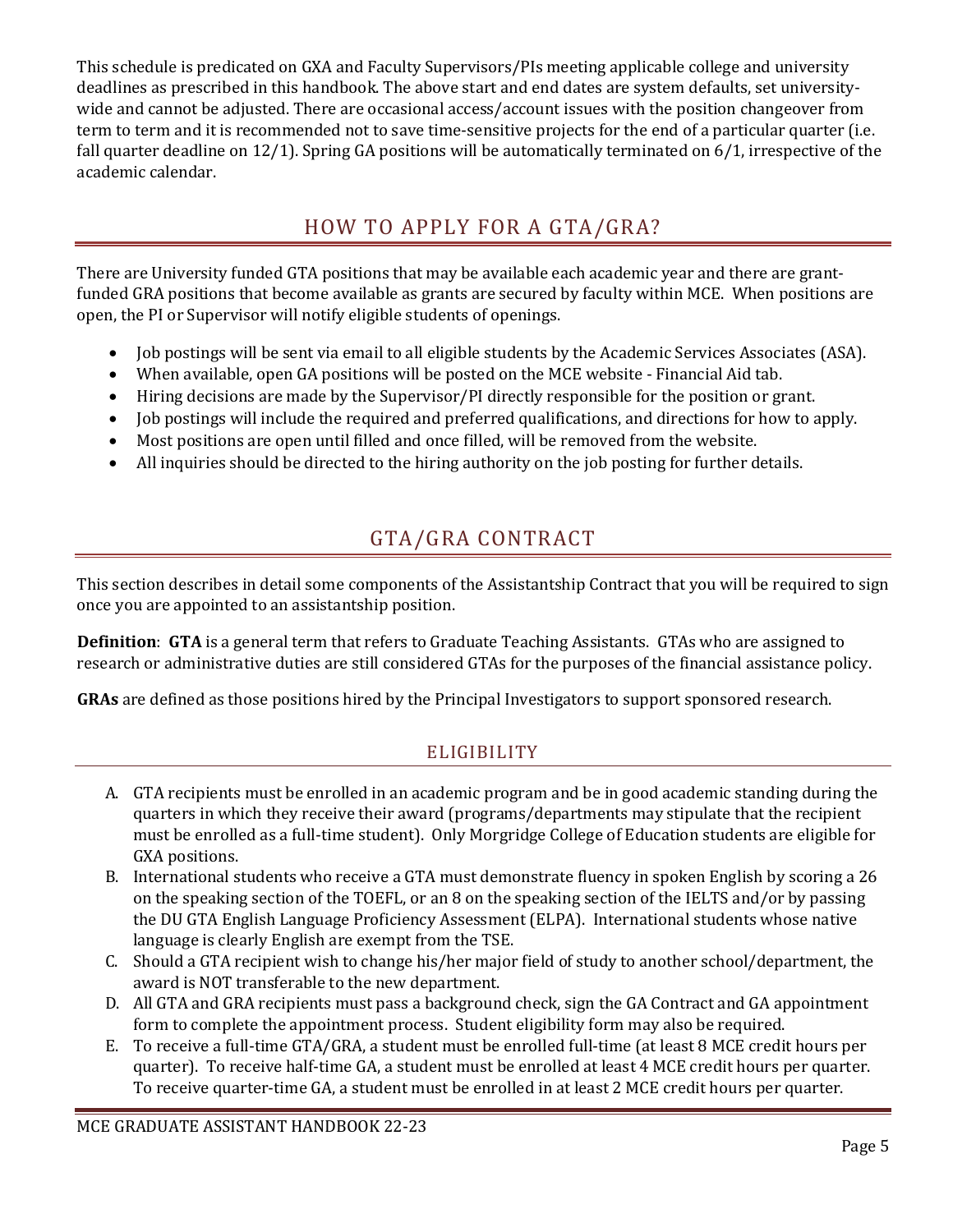This schedule is predicated on GXA and Faculty Supervisors/PIs meeting applicable college and university deadlines as prescribed in this handbook. The above start and end dates are system defaults, set university-wide and cannot be adjusted. There are occasional access/account issues with the position changeover from term to term and it is recommended not to save time-sensitive projects for the end of a particular quarter (i.e. fall quarter deadline on 12/1). Spring GA positions will be automatically terminated on 6/1, irrespective of the academic calendar.

## HOW TO APPLY FOR A GTA/GRA?

There are University funded GTA positions that may be available each academic year and there are grant-funded GRA positions that become available as grants are secured by faculty within MCE. When positions are open, the PI or Supervisor will notify eligible students of openings.

- Job postings will be sent via email to all eligible students by the Academic Services Associates (ASA).
- When available, open GA positions will be posted on the MCE website - Financial Aid tab.
- Hiring decisions are made by the Supervisor/PI directly responsible for the position or grant.
- Job postings will include the required and preferred qualifications, and directions for how to apply.
- Most positions are open until filled and once filled, will be removed from the website.
- All inquiries should be directed to the hiring authority on the job posting for further details.

## GTA/GRA CONTRACT

This section describes in detail some components of the Assistantship Contract that you will be required to sign once you are appointed to an assistantship position.

**Definition**: **GTA** is a general term that refers to Graduate Teaching Assistants. GTAs who are assigned to research or administrative duties are still considered GTAs for the purposes of the financial assistance policy.

**GRAs** are defined as those positions hired by the Principal Investigators to support sponsored research.

### ELIGIBILITY

A. GTA recipients must be enrolled in an academic program and be in good academic standing during the quarters in which they receive their award (programs/departments may stipulate that the recipient must be enrolled as a full-time student). Only Morgridge College of Education students are eligible for GXA positions.

B. International students who receive a GTA must demonstrate fluency in spoken English by scoring a 26 on the speaking section of the TOEFL, or an 8 on the speaking section of the IELTS and/or by passing the DU GTA English Language Proficiency Assessment (ELPA). International students whose native language is clearly English are exempt from the TSE.

C. Should a GTA recipient wish to change his/her major field of study to another school/department, the award is NOT transferable to the new department.

D. All GTA and GRA recipients must pass a background check, sign the GA Contract and GA appointment form to complete the appointment process. Student eligibility form may also be required.

E. To receive a full-time GTA/GRA, a student must be enrolled full-time (at least 8 MCE credit hours per quarter). To receive half-time GA, a student must be enrolled at least 4 MCE credit hours per quarter. To receive quarter-time GA, a student must be enrolled in at least 2 MCE credit hours per quarter.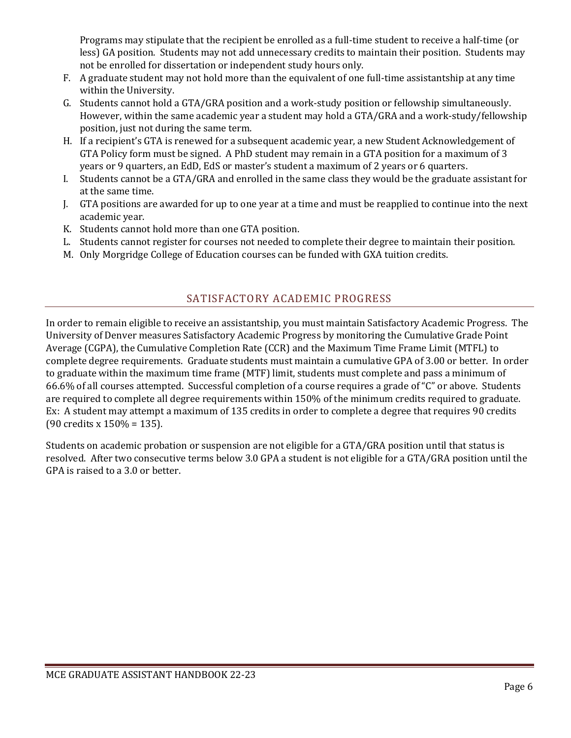Programs may stipulate that the recipient be enrolled as a full-time student to receive a half-time (or less) GA position. Students may not add unnecessary credits to maintain their position. Students may not be enrolled for dissertation or independent study hours only.

F. A graduate student may not hold more than the equivalent of one full-time assistantship at any time within the University.
G. Students cannot hold a GTA/GRA position and a work-study position or fellowship simultaneously. However, within the same academic year a student may hold a GTA/GRA and a work-study/fellowship position, just not during the same term.
H. If a recipient's GTA is renewed for a subsequent academic year, a new Student Acknowledgement of GTA Policy form must be signed. A PhD student may remain in a GTA position for a maximum of 3 years or 9 quarters, an EdD, EdS or master's student a maximum of 2 years or 6 quarters.
I. Students cannot be a GTA/GRA and enrolled in the same class they would be the graduate assistant for at the same time.
J. GTA positions are awarded for up to one year at a time and must be reapplied to continue into the next academic year.
K. Students cannot hold more than one GTA position.
L. Students cannot register for courses not needed to complete their degree to maintain their position.
M. Only Morgridge College of Education courses can be funded with GXA tuition credits.

## SATISFACTORY ACADEMIC PROGRESS

In order to remain eligible to receive an assistantship, you must maintain Satisfactory Academic Progress. The University of Denver measures Satisfactory Academic Progress by monitoring the Cumulative Grade Point Average (CGPA), the Cumulative Completion Rate (CCR) and the Maximum Time Frame Limit (MTFL) to complete degree requirements. Graduate students must maintain a cumulative GPA of 3.00 or better. In order to graduate within the maximum time frame (MTF) limit, students must complete and pass a minimum of 66.6% of all courses attempted. Successful completion of a course requires a grade of "C" or above. Students are required to complete all degree requirements within 150% of the minimum credits required to graduate. Ex: A student may attempt a maximum of 135 credits in order to complete a degree that requires 90 credits (90 credits x 150% = 135).

Students on academic probation or suspension are not eligible for a GTA/GRA position until that status is resolved. After two consecutive terms below 3.0 GPA a student is not eligible for a GTA/GRA position until the GPA is raised to a 3.0 or better.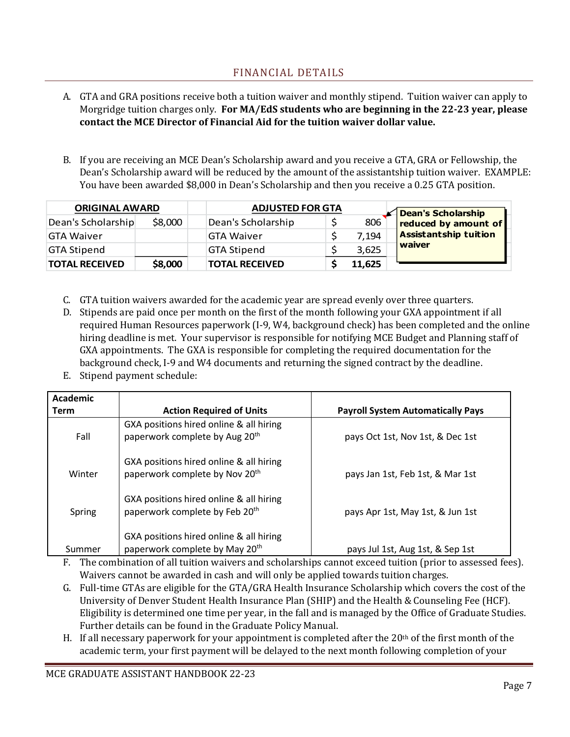## FINANCIAL DETAILS

A. GTA and GRA positions receive both a tuition waiver and monthly stipend. Tuition waiver can apply to Morgridge tuition charges only. **For MA/EdS students who are beginning in the 22-23 year, please contact the MCE Director of Financial Aid for the tuition waiver dollar value.**

B. If you are receiving an MCE Dean's Scholarship award and you receive a GTA, GRA or Fellowship, the Dean's Scholarship award will be reduced by the amount of the assistantship tuition waiver. EXAMPLE: You have been awarded $8,000 in Dean's Scholarship and then you receive a 0.25 GTA position.

| ORIGINAL AWARD | | | ADJUSTED FOR GTA | | |
|---|---|---|---|---|---|
| Dean's Scholarship | $8,000 | | Dean's Scholarship | $ 806 | Dean's Scholarship reduced by amount of Assistantship tuition waiver |
| GTA Waiver | | | GTA Waiver | $ 7,194 | |
| GTA Stipend | | | GTA Stipend | $ 3,625 | |
| **TOTAL RECEIVED** | **$8,000** | | **TOTAL RECEIVED** | **$ 11,625** | |

C. GTA tuition waivers awarded for the academic year are spread evenly over three quarters.

D. Stipends are paid once per month on the first of the month following your GXA appointment if all required Human Resources paperwork (I-9, W4, background check) has been completed and the online hiring deadline is met. Your supervisor is responsible for notifying MCE Budget and Planning staff of GXA appointments. The GXA is responsible for completing the required documentation for the background check, I-9 and W4 documents and returning the signed contract by the deadline.

E. Stipend payment schedule:

| Academic Term | Action Required of Units | Payroll System Automatically Pays |
|---|---|---|
| Fall | GXA positions hired online & all hiring paperwork complete by Aug 20th | pays Oct 1st, Nov 1st, & Dec 1st |
| Winter | GXA positions hired online & all hiring paperwork complete by Nov 20th | pays Jan 1st, Feb 1st, & Mar 1st |
| Spring | GXA positions hired online & all hiring paperwork complete by Feb 20th | pays Apr 1st, May 1st, & Jun 1st |
| Summer | GXA positions hired online & all hiring paperwork complete by May 20th | pays Jul 1st, Aug 1st, & Sep 1st |

F. The combination of all tuition waivers and scholarships cannot exceed tuition (prior to assessed fees). Waivers cannot be awarded in cash and will only be applied towards tuition charges.

G. Full-time GTAs are eligible for the GTA/GRA Health Insurance Scholarship which covers the cost of the University of Denver Student Health Insurance Plan (SHIP) and the Health & Counseling Fee (HCF). Eligibility is determined one time per year, in the fall and is managed by the Office of Graduate Studies. Further details can be found in the Graduate Policy Manual.

H. If all necessary paperwork for your appointment is completed after the 20th of the first month of the academic term, your first payment will be delayed to the next month following completion of your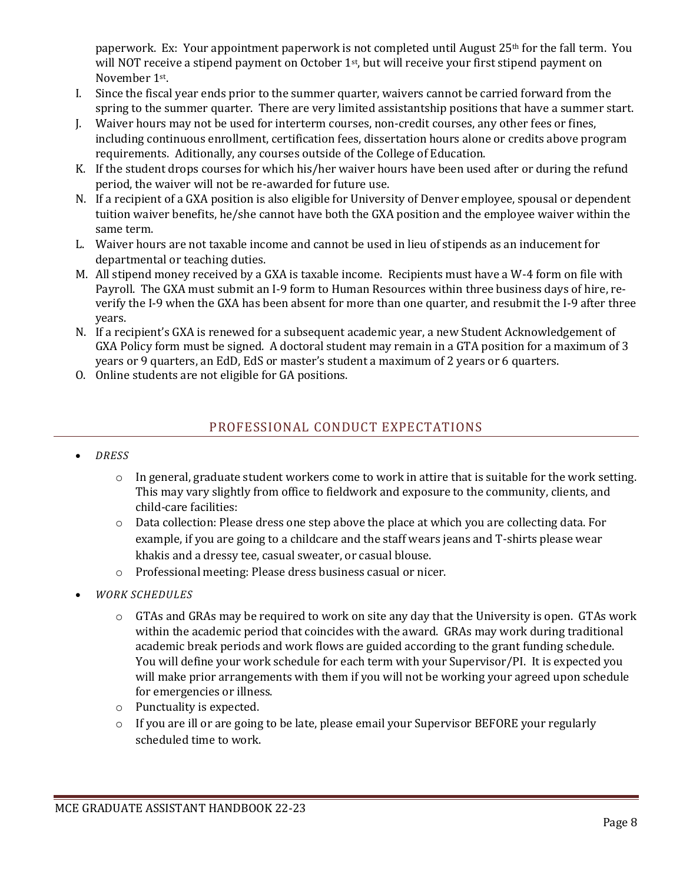paperwork. Ex: Your appointment paperwork is not completed until August 25th for the fall term. You will NOT receive a stipend payment on October 1st, but will receive your first stipend payment on November 1st.

I. Since the fiscal year ends prior to the summer quarter, waivers cannot be carried forward from the spring to the summer quarter. There are very limited assistantship positions that have a summer start.

J. Waiver hours may not be used for interterm courses, non-credit courses, any other fees or fines, including continuous enrollment, certification fees, dissertation hours alone or credits above program requirements. Aditionally, any courses outside of the College of Education.

K. If the student drops courses for which his/her waiver hours have been used after or during the refund period, the waiver will not be re-awarded for future use.

N. If a recipient of a GXA position is also eligible for University of Denver employee, spousal or dependent tuition waiver benefits, he/she cannot have both the GXA position and the employee waiver within the same term.

L. Waiver hours are not taxable income and cannot be used in lieu of stipends as an inducement for departmental or teaching duties.

M. All stipend money received by a GXA is taxable income. Recipients must have a W-4 form on file with Payroll. The GXA must submit an I-9 form to Human Resources within three business days of hire, re-verify the I-9 when the GXA has been absent for more than one quarter, and resubmit the I-9 after three years.

N. If a recipient's GXA is renewed for a subsequent academic year, a new Student Acknowledgement of GXA Policy form must be signed. A doctoral student may remain in a GTA position for a maximum of 3 years or 9 quarters, an EdD, EdS or master's student a maximum of 2 years or 6 quarters.

O. Online students are not eligible for GA positions.

## PROFESSIONAL CONDUCT EXPECTATIONS

- *DRESS*
  - In general, graduate student workers come to work in attire that is suitable for the work setting. This may vary slightly from office to fieldwork and exposure to the community, clients, and child-care facilities:
  - Data collection: Please dress one step above the place at which you are collecting data. For example, if you are going to a childcare and the staff wears jeans and T-shirts please wear khakis and a dressy tee, casual sweater, or casual blouse.
  - Professional meeting: Please dress business casual or nicer.
- *WORK SCHEDULES*
  - GTAs and GRAs may be required to work on site any day that the University is open. GTAs work within the academic period that coincides with the award. GRAs may work during traditional academic break periods and work flows are guided according to the grant funding schedule. You will define your work schedule for each term with your Supervisor/PI. It is expected you will make prior arrangements with them if you will not be working your agreed upon schedule for emergencies or illness.
  - Punctuality is expected.
  - If you are ill or are going to be late, please email your Supervisor BEFORE your regularly scheduled time to work.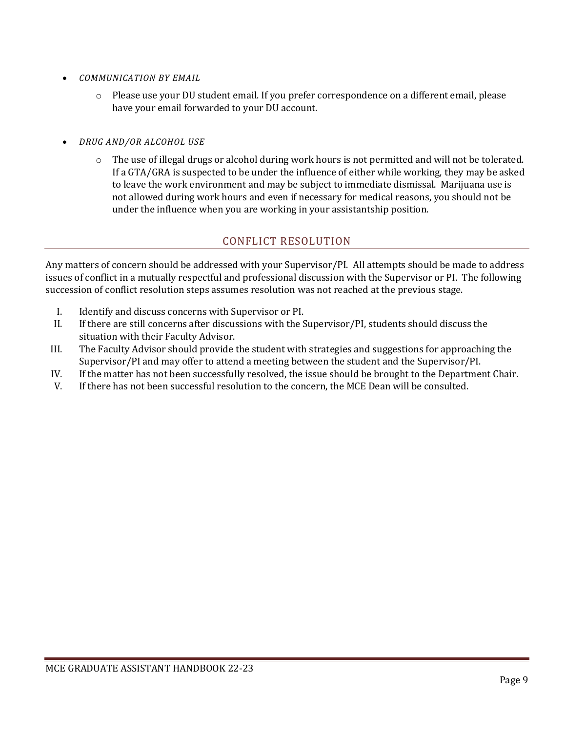- *COMMUNICATION BY EMAIL*
    - Please use your DU student email. If you prefer correspondence on a different email, please have your email forwarded to your DU account.

- *DRUG AND/OR ALCOHOL USE*
    - The use of illegal drugs or alcohol during work hours is not permitted and will not be tolerated. If a GTA/GRA is suspected to be under the influence of either while working, they may be asked to leave the work environment and may be subject to immediate dismissal. Marijuana use is not allowed during work hours and even if necessary for medical reasons, you should not be under the influence when you are working in your assistantship position.

## CONFLICT RESOLUTION

Any matters of concern should be addressed with your Supervisor/PI. All attempts should be made to address issues of conflict in a mutually respectful and professional discussion with the Supervisor or PI. The following succession of conflict resolution steps assumes resolution was not reached at the previous stage.

I. Identify and discuss concerns with Supervisor or PI.
II. If there are still concerns after discussions with the Supervisor/PI, students should discuss the situation with their Faculty Advisor.
III. The Faculty Advisor should provide the student with strategies and suggestions for approaching the Supervisor/PI and may offer to attend a meeting between the student and the Supervisor/PI.
IV. If the matter has not been successfully resolved, the issue should be brought to the Department Chair.
V. If there has not been successful resolution to the concern, the MCE Dean will be consulted.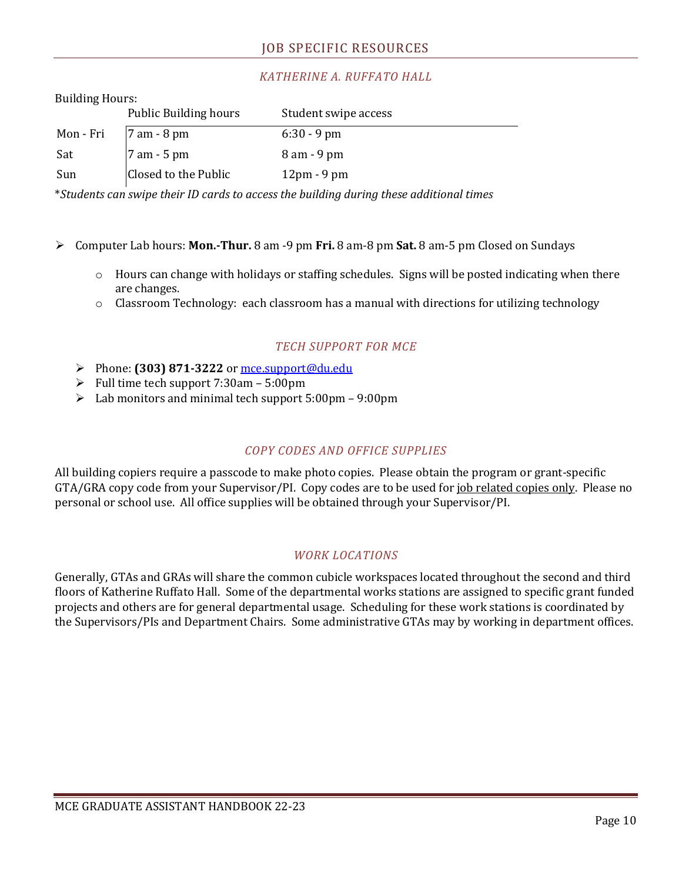## JOB SPECIFIC RESOURCES

### *KATHERINE A. RUFFATO HALL*

Building Hours:

| | Public Building hours | Student swipe access |
|---|---|---|
| Mon - Fri | 7 am - 8 pm | 6:30 - 9 pm |
| Sat | 7 am - 5 pm | 8 am - 9 pm |
| Sun | Closed to the Public | 12pm - 9 pm |

**Students can swipe their ID cards to access the building during these additional times*

- Computer Lab hours: **Mon.-Thur.** 8 am -9 pm **Fri.** 8 am-8 pm **Sat.** 8 am-5 pm Closed on Sundays
  - Hours can change with holidays or staffing schedules. Signs will be posted indicating when there are changes.
  - Classroom Technology: each classroom has a manual with directions for utilizing technology

### *TECH SUPPORT FOR MCE*

- Phone: **(303) 871-3222** or mce.support@du.edu
- Full time tech support 7:30am – 5:00pm
- Lab monitors and minimal tech support 5:00pm – 9:00pm

### *COPY CODES AND OFFICE SUPPLIES*

All building copiers require a passcode to make photo copies. Please obtain the program or grant-specific GTA/GRA copy code from your Supervisor/PI. Copy codes are to be used for job related copies only. Please no personal or school use. All office supplies will be obtained through your Supervisor/PI.

### *WORK LOCATIONS*

Generally, GTAs and GRAs will share the common cubicle workspaces located throughout the second and third floors of Katherine Ruffato Hall. Some of the departmental works stations are assigned to specific grant funded projects and others are for general departmental usage. Scheduling for these work stations is coordinated by the Supervisors/PIs and Department Chairs. Some administrative GTAs may by working in department offices.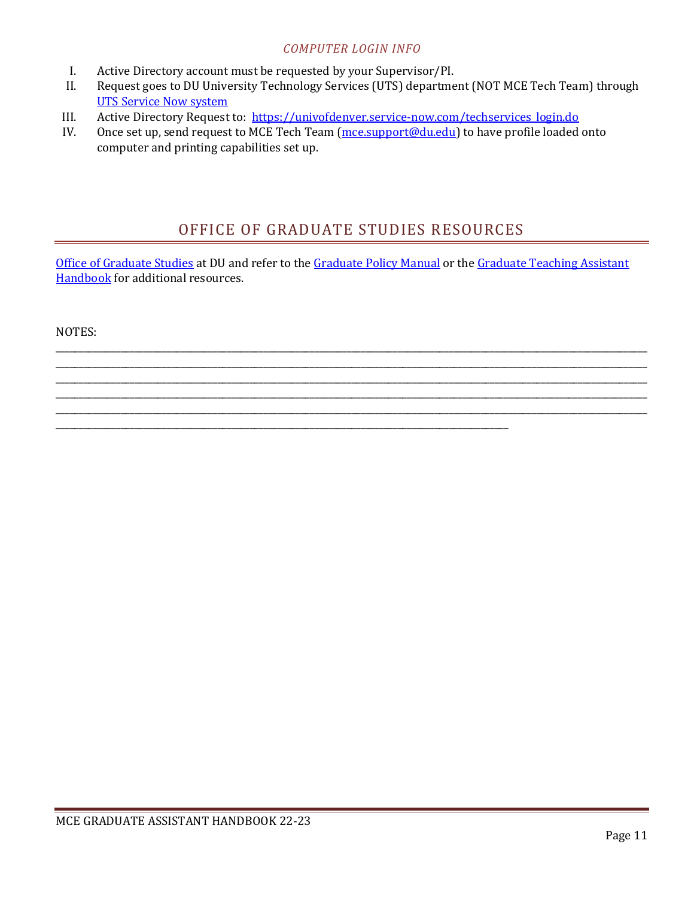*COMPUTER LOGIN INFO*

I. Active Directory account must be requested by your Supervisor/PI.
II. Request goes to DU University Technology Services (UTS) department (NOT MCE Tech Team) through UTS Service Now system
III. Active Directory Request to: https://univofdenver.service-now.com/techservices_login.do
IV. Once set up, send request to MCE Tech Team (mce.support@du.edu) to have profile loaded onto computer and printing capabilities set up.

## OFFICE OF GRADUATE STUDIES RESOURCES

Office of Graduate Studies at DU and refer to the Graduate Policy Manual or the Graduate Teaching Assistant Handbook for additional resources.

NOTES:

______________________________________________________________________________________________
______________________________________________________________________________________________
______________________________________________________________________________________________
______________________________________________________________________________________________
______________________________________________________________________________________________
_________________________________________________________________________